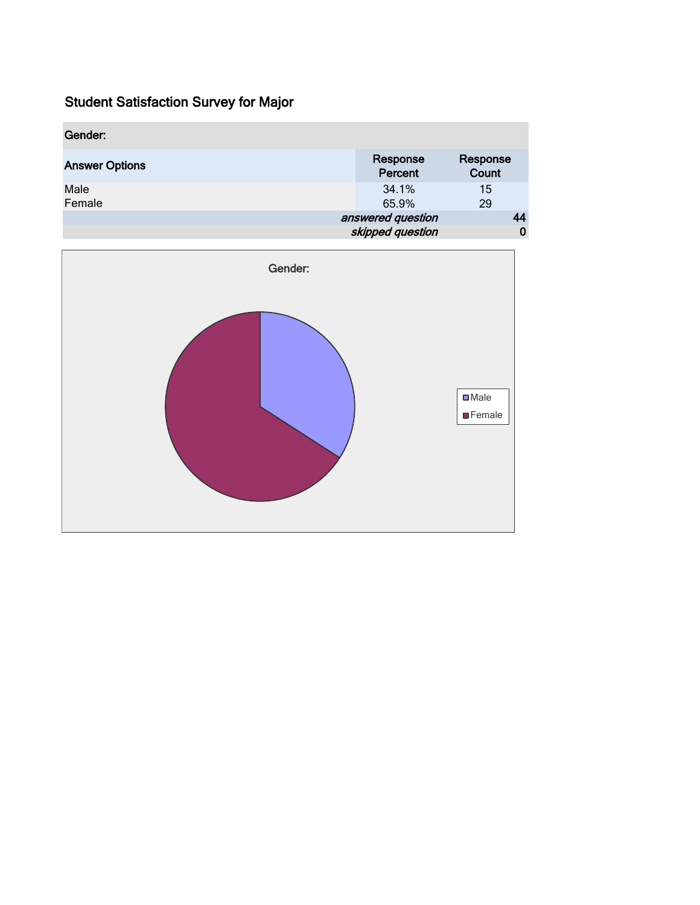# Student Satisfaction Survey for Major

| Gender: | | |
|---|---|---|
| Answer Options | Response Percent | Response Count |
| Male | 34.1% | 15 |
| Female | 65.9% | 29 |
| | *answered question* | 44 |
| | *skipped question* | 0 |

Gender:

Male

Female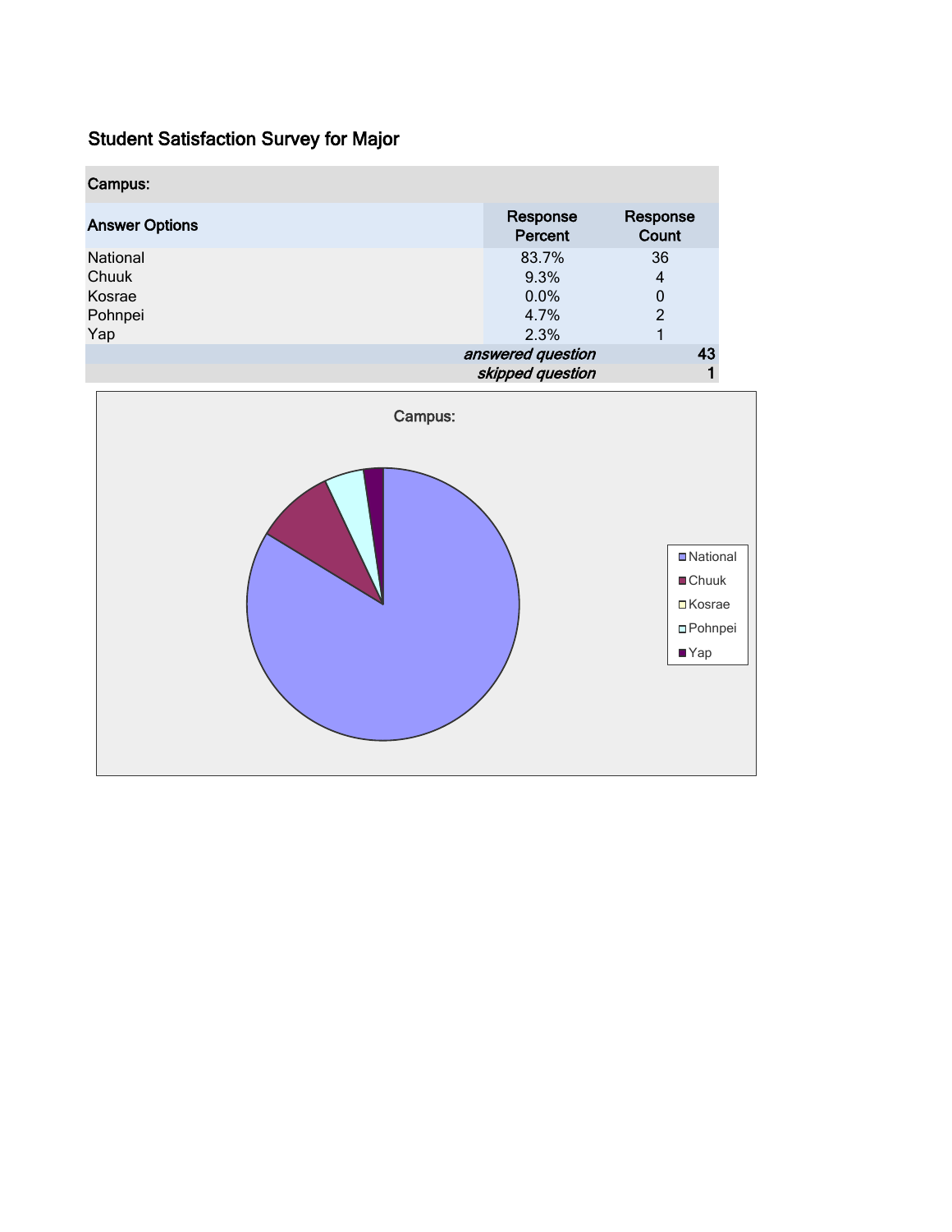## Student Satisfaction Survey for Major

| Campus: | | |
|---|---|---|
| **Answer Options** | **Response Percent** | **Response Count** |
| National | 83.7% | 36 |
| Chuuk | 9.3% | 4 |
| Kosrae | 0.0% | 0 |
| Pohnpei | 4.7% | 2 |
| Yap | 2.3% | 1 |
| | *answered question* | **43** |
| | *skipped question* | **1** |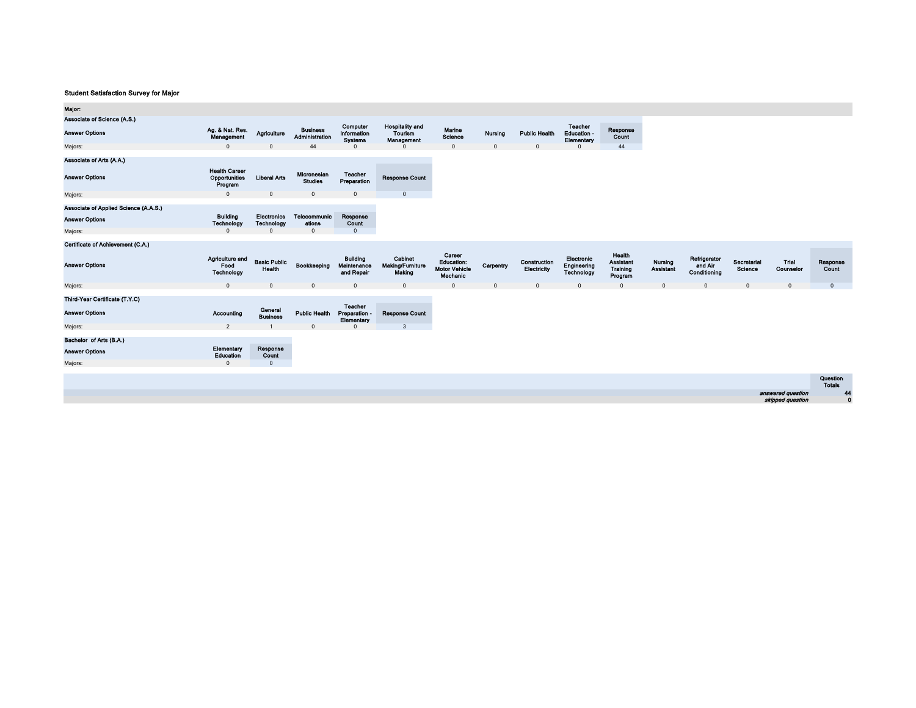**Student Satisfaction Survey for Major**

**Major:**

**Associate of Science (A.S.)**

| Answer Options | Ag. & Nat. Res. Management | Agriculture | Business Administration | Computer Information Systems | Hospitality and Tourism Management | Marine Science | Nursing | Public Health | Teacher Education - Elementary | Response Count |
|---|---|---|---|---|---|---|---|---|---|---|
| Majors: | 0 | 0 | 44 | 0 | 0 | 0 | 0 | 0 | 0 | 44 |

**Associate of Arts (A.A.)**

| Answer Options | Health Career Opportunities Program | Liberal Arts | Micronesian Studies | Teacher Preparation | Response Count |
|---|---|---|---|---|---|
| Majors: | 0 | 0 | 0 | 0 | 0 |

**Associate of Applied Science (A.A.S.)**

| Answer Options | Building Technology | Electronics Technology | Telecommunications | Response Count |
|---|---|---|---|---|
| Majors: | 0 | 0 | 0 | 0 |

**Certificate of Achievement (C.A.)**

| Answer Options | Agriculture and Food Technology | Basic Public Health | Bookkeeping | Building Maintenance and Repair | Cabinet Making/Furniture Making | Career Education: Motor Vehicle Mechanic | Carpentry | Construction Electricity | Electronic Engineering Technology | Health Assistant Training Program | Nursing Assistant | Refrigerator and Air Conditioning | Secretarial Science | Trial Counselor | Response Count |
|---|---|---|---|---|---|---|---|---|---|---|---|---|---|---|---|
| Majors: | 0 | 0 | 0 | 0 | 0 | 0 | 0 | 0 | 0 | 0 | 0 | 0 | 0 | 0 | 0 |

**Third-Year Certificate (T.Y.C)**

| Answer Options | Accounting | General Business | Public Health | Teacher Preparation - Elementary | Response Count |
|---|---|---|---|---|---|
| Majors: | 2 | 1 | 0 | 0 | 3 |

**Bachelor of Arts (B.A.)**

| Answer Options | Elementary Education | Response Count |
|---|---|---|
| Majors: | 0 | 0 |

| | Question Totals |
|---|---|
| *answered question* | 44 |
| *skipped question* | 0 |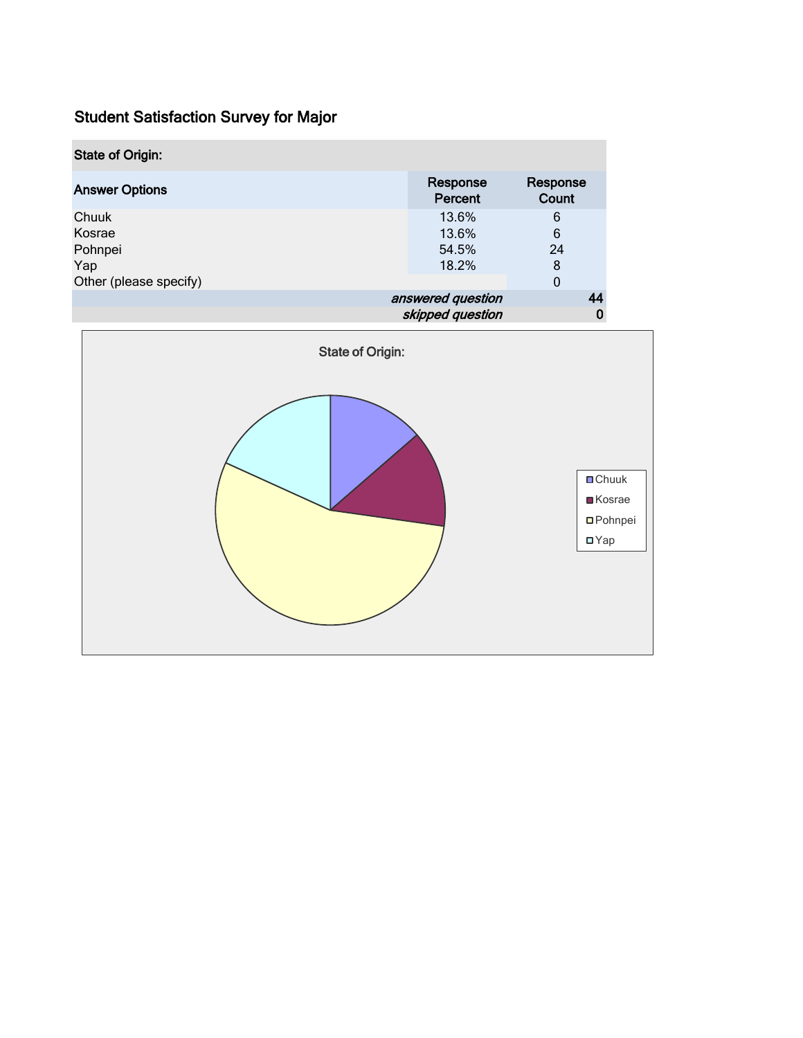## Student Satisfaction Survey for Major

| State of Origin: | | |
|---|---|---|
| **Answer Options** | **Response Percent** | **Response Count** |
| Chuuk | 13.6% | 6 |
| Kosrae | 13.6% | 6 |
| Pohnpei | 54.5% | 24 |
| Yap | 18.2% | 8 |
| Other (please specify) | | 0 |
| | *answered question* | **44** |
| | *skipped question* | **0** |

State of Origin:

- Chuuk
- Kosrae
- Pohnpei
- Yap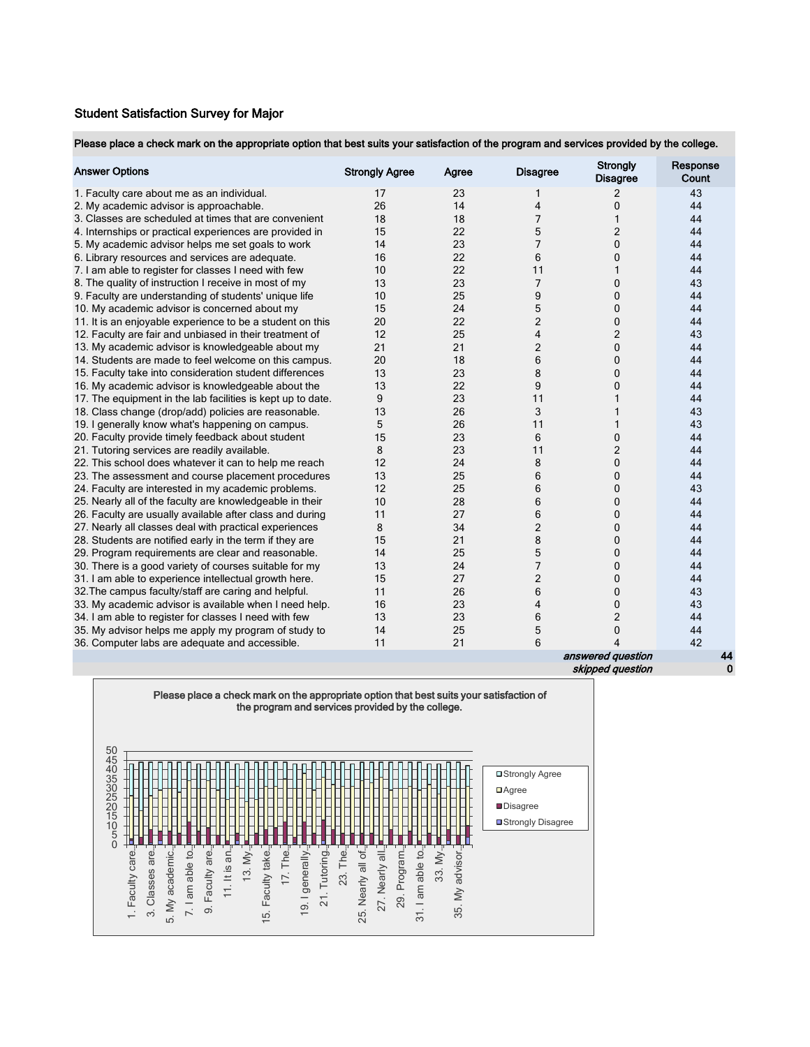## Student Satisfaction Survey for Major

| Please place a check mark on the appropriate option that best suits your satisfaction of the program and services provided by the college. | | | | | |
|---|---|---|---|---|---|
| Answer Options | Strongly Agree | Agree | Disagree | Strongly Disagree | Response Count |
| 1. Faculty care about me as an individual. | 17 | 23 | 1 | 2 | 43 |
| 2. My academic advisor is approachable. | 26 | 14 | 4 | 0 | 44 |
| 3. Classes are scheduled at times that are convenient | 18 | 18 | 7 | 1 | 44 |
| 4. Internships or practical experiences are provided in | 15 | 22 | 5 | 2 | 44 |
| 5. My academic advisor helps me set goals to work | 14 | 23 | 7 | 0 | 44 |
| 6. Library resources and services are adequate. | 16 | 22 | 6 | 0 | 44 |
| 7. I am able to register for classes I need with few | 10 | 22 | 11 | 1 | 44 |
| 8. The quality of instruction I receive in most of my | 13 | 23 | 7 | 0 | 43 |
| 9. Faculty are understanding of students' unique life | 10 | 25 | 9 | 0 | 44 |
| 10. My academic advisor is concerned about my | 15 | 24 | 5 | 0 | 44 |
| 11. It is an enjoyable experience to be a student on this | 20 | 22 | 2 | 0 | 44 |
| 12. Faculty are fair and unbiased in their treatment of | 12 | 25 | 4 | 2 | 43 |
| 13. My academic advisor is knowledgeable about my | 21 | 21 | 2 | 0 | 44 |
| 14. Students are made to feel welcome on this campus. | 20 | 18 | 6 | 0 | 44 |
| 15. Faculty take into consideration student differences | 13 | 23 | 8 | 0 | 44 |
| 16. My academic advisor is knowledgeable about the | 13 | 22 | 9 | 0 | 44 |
| 17. The equipment in the lab facilities is kept up to date. | 9 | 23 | 11 | 1 | 44 |
| 18. Class change (drop/add) policies are reasonable. | 13 | 26 | 3 | 1 | 43 |
| 19. I generally know what's happening on campus. | 5 | 26 | 11 | 1 | 43 |
| 20. Faculty provide timely feedback about student | 15 | 23 | 6 | 0 | 44 |
| 21. Tutoring services are readily available. | 8 | 23 | 11 | 2 | 44 |
| 22. This school does whatever it can to help me reach | 12 | 24 | 8 | 0 | 44 |
| 23. The assessment and course placement procedures | 13 | 25 | 6 | 0 | 44 |
| 24. Faculty are interested in my academic problems. | 12 | 25 | 6 | 0 | 43 |
| 25. Nearly all of the faculty are knowledgeable in their | 10 | 28 | 6 | 0 | 44 |
| 26. Faculty are usually available after class and during | 11 | 27 | 6 | 0 | 44 |
| 27. Nearly all classes deal with practical experiences | 8 | 34 | 2 | 0 | 44 |
| 28. Students are notified early in the term if they are | 15 | 21 | 8 | 0 | 44 |
| 29. Program requirements are clear and reasonable. | 14 | 25 | 5 | 0 | 44 |
| 30. There is a good variety of courses suitable for my | 13 | 24 | 7 | 0 | 44 |
| 31. I am able to experience intellectual growth here. | 15 | 27 | 2 | 0 | 44 |
| 32.The campus faculty/staff are caring and helpful. | 11 | 26 | 6 | 0 | 43 |
| 33. My academic advisor is available when I need help. | 16 | 23 | 4 | 0 | 43 |
| 34. I am able to register for classes I need with few | 13 | 23 | 6 | 2 | 44 |
| 35. My advisor helps me apply my program of study to | 14 | 25 | 5 | 0 | 44 |
| 36. Computer labs are adequate and accessible. | 11 | 21 | 6 | 4 | 42 |
| | | | | *answered question* | 44 |
| | | | | *skipped question* | 0 |

Please place a check mark on the appropriate option that best suits your satisfaction of the program and services provided by the college.

50
45
40
35
30
25
20
15
10
5
0

1. Faculty care...
3. Classes are...
5. My academic...
7. I am able to...
9. Faculty are...
11. It is an...
13. My...
15. Faculty take...
17. The...
19. I generally...
21. Tutoring...
23. The...
25. Nearly all of...
27. Nearly all...
29. Program...
31. I am able to...
33. My...
35. My advisor...

Strongly Agree
Agree
Disagree
Strongly Disagree